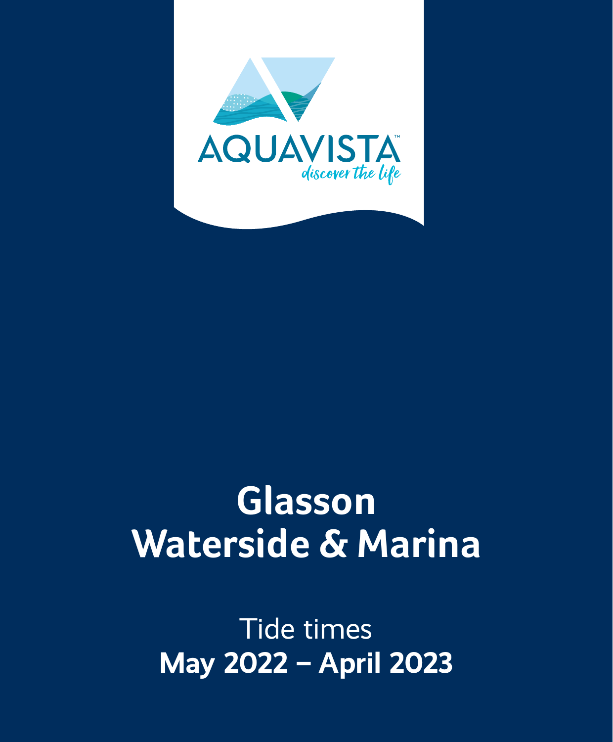AQUAVISTA™

*discover the life*

# Glasson Waterside & Marina

Tide times

**May 2022 – April 2023**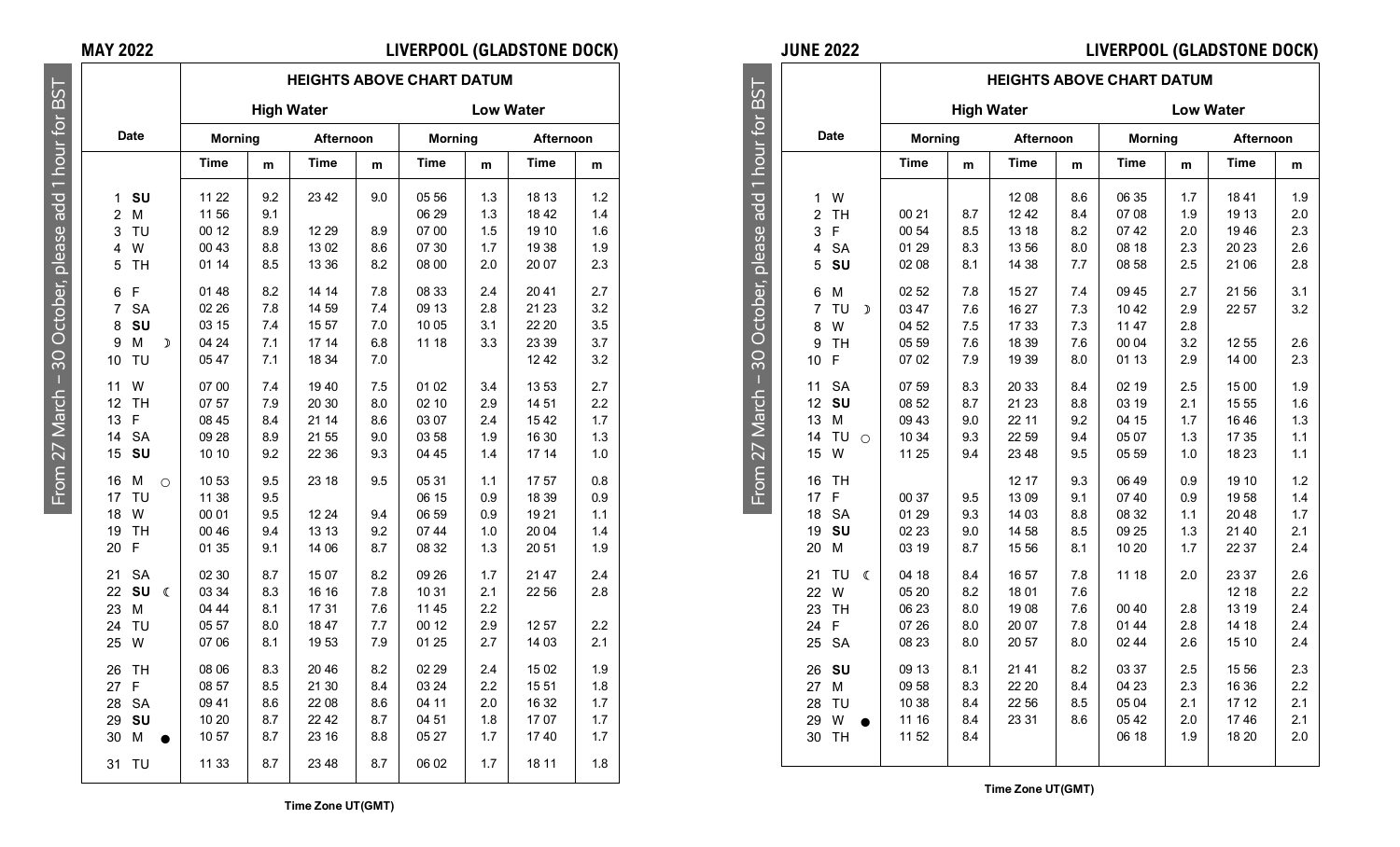## MAY 2022 — LIVERPOOL (GLADSTONE DOCK)

From 27 March – 30 October, please add 1 hour for BST

| Date | | HEIGHTS ABOVE CHART DATUM | | | | | | | |
|---|---|---|---|---|---|---|---|---|---|
| | | High Water | | | | Low Water | | | |
| | | Morning | | Afternoon | | Morning | | Afternoon | |
| | | Time | m | Time | m | Time | m | Time | m |
| 1 | **SU** | 11 22 | 9.2 | 23 42 | 9.0 | 05 56 | 1.3 | 18 13 | 1.2 |
| 2 | M | 11 56 | 9.1 | | | 06 29 | 1.3 | 18 42 | 1.4 |
| 3 | TU | 00 12 | 8.9 | 12 29 | 8.9 | 07 00 | 1.5 | 19 10 | 1.6 |
| 4 | W | 00 43 | 8.8 | 13 02 | 8.6 | 07 30 | 1.7 | 19 38 | 1.9 |
| 5 | TH | 01 14 | 8.5 | 13 36 | 8.2 | 08 00 | 2.0 | 20 07 | 2.3 |
| 6 | F | 01 48 | 8.2 | 14 14 | 7.8 | 08 33 | 2.4 | 20 41 | 2.7 |
| 7 | SA | 02 26 | 7.8 | 14 59 | 7.4 | 09 13 | 2.8 | 21 23 | 3.2 |
| 8 | **SU** | 03 15 | 7.4 | 15 57 | 7.0 | 10 05 | 3.1 | 22 20 | 3.5 |
| 9 | M ☽ | 04 24 | 7.1 | 17 14 | 6.8 | 11 18 | 3.3 | 23 39 | 3.7 |
| 10 | TU | 05 47 | 7.1 | 18 34 | 7.0 | | | 12 42 | 3.2 |
| 11 | W | 07 00 | 7.4 | 19 40 | 7.5 | 01 02 | 3.4 | 13 53 | 2.7 |
| 12 | TH | 07 57 | 7.9 | 20 30 | 8.0 | 02 10 | 2.9 | 14 51 | 2.2 |
| 13 | F | 08 45 | 8.4 | 21 14 | 8.6 | 03 07 | 2.4 | 15 42 | 1.7 |
| 14 | SA | 09 28 | 8.9 | 21 55 | 9.0 | 03 58 | 1.9 | 16 30 | 1.3 |
| 15 | **SU** | 10 10 | 9.2 | 22 36 | 9.3 | 04 45 | 1.4 | 17 14 | 1.0 |
| 16 | M ○ | 10 53 | 9.5 | 23 18 | 9.5 | 05 31 | 1.1 | 17 57 | 0.8 |
| 17 | TU | 11 38 | 9.5 | | | 06 15 | 0.9 | 18 39 | 0.9 |
| 18 | W | 00 01 | 9.5 | 12 24 | 9.4 | 06 59 | 0.9 | 19 21 | 1.1 |
| 19 | TH | 00 46 | 9.4 | 13 13 | 9.2 | 07 44 | 1.0 | 20 04 | 1.4 |
| 20 | F | 01 35 | 9.1 | 14 06 | 8.7 | 08 32 | 1.3 | 20 51 | 1.9 |
| 21 | SA | 02 30 | 8.7 | 15 07 | 8.2 | 09 26 | 1.7 | 21 47 | 2.4 |
| 22 | **SU** ☾ | 03 34 | 8.3 | 16 16 | 7.8 | 10 31 | 2.1 | 22 56 | 2.8 |
| 23 | M | 04 44 | 8.1 | 17 31 | 7.6 | 11 45 | 2.2 | | |
| 24 | TU | 05 57 | 8.0 | 18 47 | 7.7 | 00 12 | 2.9 | 12 57 | 2.2 |
| 25 | W | 07 06 | 8.1 | 19 53 | 7.9 | 01 25 | 2.7 | 14 03 | 2.1 |
| 26 | TH | 08 06 | 8.3 | 20 46 | 8.2 | 02 29 | 2.4 | 15 02 | 1.9 |
| 27 | F | 08 57 | 8.5 | 21 30 | 8.4 | 03 24 | 2.2 | 15 51 | 1.8 |
| 28 | SA | 09 41 | 8.6 | 22 08 | 8.6 | 04 11 | 2.0 | 16 32 | 1.7 |
| 29 | **SU** | 10 20 | 8.7 | 22 42 | 8.7 | 04 51 | 1.8 | 17 07 | 1.7 |
| 30 | M ● | 10 57 | 8.7 | 23 16 | 8.8 | 05 27 | 1.7 | 17 40 | 1.7 |
| 31 | TU | 11 33 | 8.7 | 23 48 | 8.7 | 06 02 | 1.7 | 18 11 | 1.8 |

Time Zone UT(GMT)

## JUNE 2022 — LIVERPOOL (GLADSTONE DOCK)

From 27 March – 30 October, please add 1 hour for BST

| Date | | HEIGHTS ABOVE CHART DATUM | | | | | | | |
|---|---|---|---|---|---|---|---|---|---|
| | | High Water | | | | Low Water | | | |
| | | Morning | | Afternoon | | Morning | | Afternoon | |
| | | Time | m | Time | m | Time | m | Time | m |
| 1 | W | | | 12 08 | 8.6 | 06 35 | 1.7 | 18 41 | 1.9 |
| 2 | TH | 00 21 | 8.7 | 12 42 | 8.4 | 07 08 | 1.9 | 19 13 | 2.0 |
| 3 | F | 00 54 | 8.5 | 13 18 | 8.2 | 07 42 | 2.0 | 19 46 | 2.3 |
| 4 | SA | 01 29 | 8.3 | 13 56 | 8.0 | 08 18 | 2.3 | 20 23 | 2.6 |
| 5 | **SU** | 02 08 | 8.1 | 14 38 | 7.7 | 08 58 | 2.5 | 21 06 | 2.8 |
| 6 | M | 02 52 | 7.8 | 15 27 | 7.4 | 09 45 | 2.7 | 21 56 | 3.1 |
| 7 | TU ☽ | 03 47 | 7.6 | 16 27 | 7.3 | 10 42 | 2.9 | 22 57 | 3.2 |
| 8 | W | 04 52 | 7.5 | 17 33 | 7.3 | 11 47 | 2.8 | | |
| 9 | TH | 05 59 | 7.6 | 18 39 | 7.6 | 00 04 | 3.2 | 12 55 | 2.6 |
| 10 | F | 07 02 | 7.9 | 19 39 | 8.0 | 01 13 | 2.9 | 14 00 | 2.3 |
| 11 | SA | 07 59 | 8.3 | 20 33 | 8.4 | 02 19 | 2.5 | 15 00 | 1.9 |
| 12 | **SU** | 08 52 | 8.7 | 21 23 | 8.8 | 03 19 | 2.1 | 15 55 | 1.6 |
| 13 | M | 09 43 | 9.0 | 22 11 | 9.2 | 04 15 | 1.7 | 16 46 | 1.3 |
| 14 | TU ○ | 10 34 | 9.3 | 22 59 | 9.4 | 05 07 | 1.3 | 17 35 | 1.1 |
| 15 | W | 11 25 | 9.4 | 23 48 | 9.5 | 05 59 | 1.0 | 18 23 | 1.1 |
| 16 | TH | | | 12 17 | 9.3 | 06 49 | 0.9 | 19 10 | 1.2 |
| 17 | F | 00 37 | 9.5 | 13 09 | 9.1 | 07 40 | 0.9 | 19 58 | 1.4 |
| 18 | SA | 01 29 | 9.3 | 14 03 | 8.8 | 08 32 | 1.1 | 20 48 | 1.7 |
| 19 | **SU** | 02 23 | 9.0 | 14 58 | 8.5 | 09 25 | 1.3 | 21 40 | 2.1 |
| 20 | M | 03 19 | 8.7 | 15 56 | 8.1 | 10 20 | 1.7 | 22 37 | 2.4 |
| 21 | TU ☾ | 04 18 | 8.4 | 16 57 | 7.8 | 11 18 | 2.0 | 23 37 | 2.6 |
| 22 | W | 05 20 | 8.2 | 18 01 | 7.6 | | | 12 18 | 2.2 |
| 23 | TH | 06 23 | 8.0 | 19 08 | 7.6 | 00 40 | 2.8 | 13 19 | 2.4 |
| 24 | F | 07 26 | 8.0 | 20 07 | 7.8 | 01 44 | 2.8 | 14 18 | 2.4 |
| 25 | SA | 08 23 | 8.0 | 20 57 | 8.0 | 02 44 | 2.6 | 15 10 | 2.4 |
| 26 | **SU** | 09 13 | 8.1 | 21 41 | 8.2 | 03 37 | 2.5 | 15 56 | 2.3 |
| 27 | M | 09 58 | 8.3 | 22 20 | 8.4 | 04 23 | 2.3 | 16 36 | 2.2 |
| 28 | TU | 10 38 | 8.4 | 22 56 | 8.5 | 05 04 | 2.1 | 17 12 | 2.1 |
| 29 | W ● | 11 16 | 8.4 | 23 31 | 8.6 | 05 42 | 2.0 | 17 46 | 2.1 |
| 30 | TH | 11 52 | 8.4 | | | 06 18 | 1.9 | 18 20 | 2.0 |

Time Zone UT(GMT)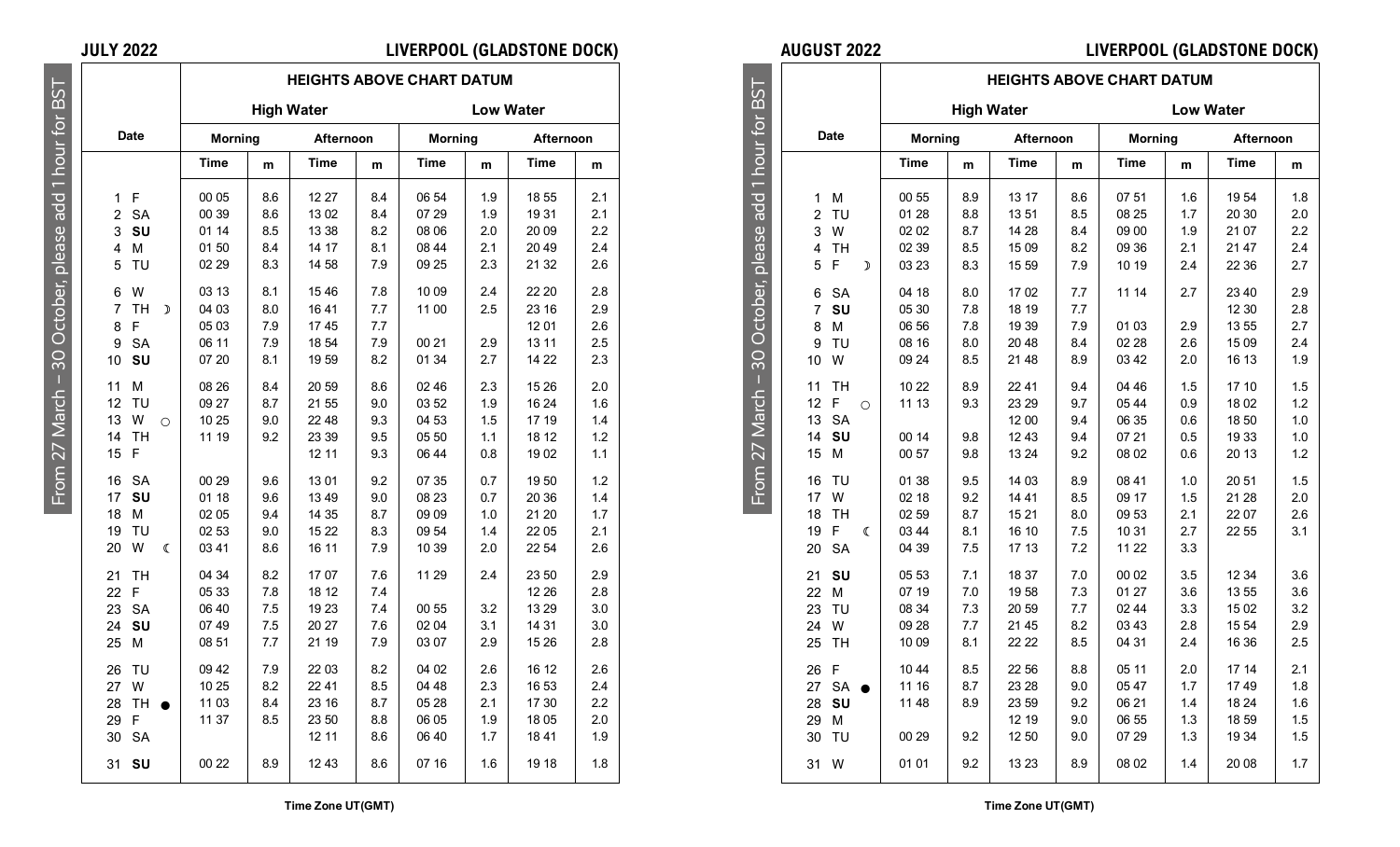## JULY 2022 — LIVERPOOL (GLADSTONE DOCK)

From 27 March – 30 October, please add 1 hour for BST

| Date | | HEIGHTS ABOVE CHART DATUM | | | | | | | |
|---|---|---|---|---|---|---|---|---|---|
| | | High Water | | | | Low Water | | | |
| | | Morning | | Afternoon | | Morning | | Afternoon | |
| | | Time | m | Time | m | Time | m | Time | m |
| 1 | F | 00 05 | 8.6 | 12 27 | 8.4 | 06 54 | 1.9 | 18 55 | 2.1 |
| 2 | SA | 00 39 | 8.6 | 13 02 | 8.4 | 07 29 | 1.9 | 19 31 | 2.1 |
| 3 | **SU** | 01 14 | 8.5 | 13 38 | 8.2 | 08 06 | 2.0 | 20 09 | 2.2 |
| 4 | M | 01 50 | 8.4 | 14 17 | 8.1 | 08 44 | 2.1 | 20 49 | 2.4 |
| 5 | TU | 02 29 | 8.3 | 14 58 | 7.9 | 09 25 | 2.3 | 21 32 | 2.6 |
| 6 | W | 03 13 | 8.1 | 15 46 | 7.8 | 10 09 | 2.4 | 22 20 | 2.8 |
| 7 | TH ☽ | 04 03 | 8.0 | 16 41 | 7.7 | 11 00 | 2.5 | 23 16 | 2.9 |
| 8 | F | 05 03 | 7.9 | 17 45 | 7.7 | | | 12 01 | 2.6 |
| 9 | SA | 06 11 | 7.9 | 18 54 | 7.9 | 00 21 | 2.9 | 13 11 | 2.5 |
| 10 | **SU** | 07 20 | 8.1 | 19 59 | 8.2 | 01 34 | 2.7 | 14 22 | 2.3 |
| 11 | M | 08 26 | 8.4 | 20 59 | 8.6 | 02 46 | 2.3 | 15 26 | 2.0 |
| 12 | TU | 09 27 | 8.7 | 21 55 | 9.0 | 03 52 | 1.9 | 16 24 | 1.6 |
| 13 | W ○ | 10 25 | 9.0 | 22 48 | 9.3 | 04 53 | 1.5 | 17 19 | 1.4 |
| 14 | TH | 11 19 | 9.2 | 23 39 | 9.5 | 05 50 | 1.1 | 18 12 | 1.2 |
| 15 | F | | | 12 11 | 9.3 | 06 44 | 0.8 | 19 02 | 1.1 |
| 16 | SA | 00 29 | 9.6 | 13 01 | 9.2 | 07 35 | 0.7 | 19 50 | 1.2 |
| 17 | **SU** | 01 18 | 9.6 | 13 49 | 9.0 | 08 23 | 0.7 | 20 36 | 1.4 |
| 18 | M | 02 05 | 9.4 | 14 35 | 8.7 | 09 09 | 1.0 | 21 20 | 1.7 |
| 19 | TU | 02 53 | 9.0 | 15 22 | 8.3 | 09 54 | 1.4 | 22 05 | 2.1 |
| 20 | W ☾ | 03 41 | 8.6 | 16 11 | 7.9 | 10 39 | 2.0 | 22 54 | 2.6 |
| 21 | TH | 04 34 | 8.2 | 17 07 | 7.6 | 11 29 | 2.4 | 23 50 | 2.9 |
| 22 | F | 05 33 | 7.8 | 18 12 | 7.4 | | | 12 26 | 2.8 |
| 23 | SA | 06 40 | 7.5 | 19 23 | 7.4 | 00 55 | 3.2 | 13 29 | 3.0 |
| 24 | **SU** | 07 49 | 7.5 | 20 27 | 7.6 | 02 04 | 3.1 | 14 31 | 3.0 |
| 25 | M | 08 51 | 7.7 | 21 19 | 7.9 | 03 07 | 2.9 | 15 26 | 2.8 |
| 26 | TU | 09 42 | 7.9 | 22 03 | 8.2 | 04 02 | 2.6 | 16 12 | 2.6 |
| 27 | W | 10 25 | 8.2 | 22 41 | 8.5 | 04 48 | 2.3 | 16 53 | 2.4 |
| 28 | TH ● | 11 03 | 8.4 | 23 16 | 8.7 | 05 28 | 2.1 | 17 30 | 2.2 |
| 29 | F | 11 37 | 8.5 | 23 50 | 8.8 | 06 05 | 1.9 | 18 05 | 2.0 |
| 30 | SA | | | 12 11 | 8.6 | 06 40 | 1.7 | 18 41 | 1.9 |
| 31 | **SU** | 00 22 | 8.9 | 12 43 | 8.6 | 07 16 | 1.6 | 19 18 | 1.8 |

Time Zone UT(GMT)

## AUGUST 2022 — LIVERPOOL (GLADSTONE DOCK)

From 27 March – 30 October, please add 1 hour for BST

| Date | | HEIGHTS ABOVE CHART DATUM | | | | | | | |
|---|---|---|---|---|---|---|---|---|---|
| | | High Water | | | | Low Water | | | |
| | | Morning | | Afternoon | | Morning | | Afternoon | |
| | | Time | m | Time | m | Time | m | Time | m |
| 1 | M | 00 55 | 8.9 | 13 17 | 8.6 | 07 51 | 1.6 | 19 54 | 1.8 |
| 2 | TU | 01 28 | 8.8 | 13 51 | 8.5 | 08 25 | 1.7 | 20 30 | 2.0 |
| 3 | W | 02 02 | 8.7 | 14 28 | 8.4 | 09 00 | 1.9 | 21 07 | 2.2 |
| 4 | TH | 02 39 | 8.5 | 15 09 | 8.2 | 09 36 | 2.1 | 21 47 | 2.4 |
| 5 | F ☽ | 03 23 | 8.3 | 15 59 | 7.9 | 10 19 | 2.4 | 22 36 | 2.7 |
| 6 | SA | 04 18 | 8.0 | 17 02 | 7.7 | 11 14 | 2.7 | 23 40 | 2.9 |
| 7 | **SU** | 05 30 | 7.8 | 18 19 | 7.7 | | | 12 30 | 2.8 |
| 8 | M | 06 56 | 7.8 | 19 39 | 7.9 | 01 03 | 2.9 | 13 55 | 2.7 |
| 9 | TU | 08 16 | 8.0 | 20 48 | 8.4 | 02 28 | 2.6 | 15 09 | 2.4 |
| 10 | W | 09 24 | 8.5 | 21 48 | 8.9 | 03 42 | 2.0 | 16 13 | 1.9 |
| 11 | TH | 10 22 | 8.9 | 22 41 | 9.4 | 04 46 | 1.5 | 17 10 | 1.5 |
| 12 | F ○ | 11 13 | 9.3 | 23 29 | 9.7 | 05 44 | 0.9 | 18 02 | 1.2 |
| 13 | SA | | | 12 00 | 9.4 | 06 35 | 0.6 | 18 50 | 1.0 |
| 14 | **SU** | 00 14 | 9.8 | 12 43 | 9.4 | 07 21 | 0.5 | 19 33 | 1.0 |
| 15 | M | 00 57 | 9.8 | 13 24 | 9.2 | 08 02 | 0.6 | 20 13 | 1.2 |
| 16 | TU | 01 38 | 9.5 | 14 03 | 8.9 | 08 41 | 1.0 | 20 51 | 1.5 |
| 17 | W | 02 18 | 9.2 | 14 41 | 8.5 | 09 17 | 1.5 | 21 28 | 2.0 |
| 18 | TH | 02 59 | 8.7 | 15 21 | 8.0 | 09 53 | 2.1 | 22 07 | 2.6 |
| 19 | F ☾ | 03 44 | 8.1 | 16 10 | 7.5 | 10 31 | 2.7 | 22 55 | 3.1 |
| 20 | SA | 04 39 | 7.5 | 17 13 | 7.2 | 11 22 | 3.3 | | |
| 21 | **SU** | 05 53 | 7.1 | 18 37 | 7.0 | 00 02 | 3.5 | 12 34 | 3.6 |
| 22 | M | 07 19 | 7.0 | 19 58 | 7.3 | 01 27 | 3.6 | 13 55 | 3.6 |
| 23 | TU | 08 34 | 7.3 | 20 59 | 7.7 | 02 44 | 3.3 | 15 02 | 3.2 |
| 24 | W | 09 28 | 7.7 | 21 45 | 8.2 | 03 43 | 2.8 | 15 54 | 2.9 |
| 25 | TH | 10 09 | 8.1 | 22 22 | 8.5 | 04 31 | 2.4 | 16 36 | 2.5 |
| 26 | F | 10 44 | 8.5 | 22 56 | 8.8 | 05 11 | 2.0 | 17 14 | 2.1 |
| 27 | SA ● | 11 16 | 8.7 | 23 28 | 9.0 | 05 47 | 1.7 | 17 49 | 1.8 |
| 28 | **SU** | 11 48 | 8.9 | 23 59 | 9.2 | 06 21 | 1.4 | 18 24 | 1.6 |
| 29 | M | | | 12 19 | 9.0 | 06 55 | 1.3 | 18 59 | 1.5 |
| 30 | TU | 00 29 | 9.2 | 12 50 | 9.0 | 07 29 | 1.3 | 19 34 | 1.5 |
| 31 | W | 01 01 | 9.2 | 13 23 | 8.9 | 08 02 | 1.4 | 20 08 | 1.7 |

Time Zone UT(GMT)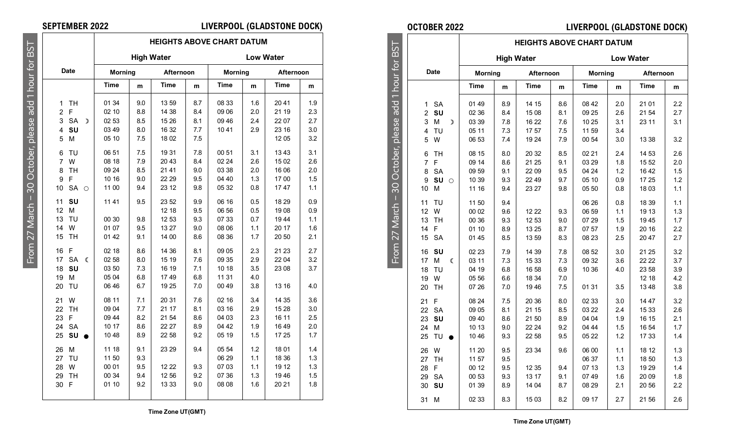## SEPTEMBER 2022 — LIVERPOOL (GLADSTONE DOCK)

From 27 March – 30 October, please add 1 hour for BST

| Date | | HEIGHTS ABOVE CHART DATUM | | | | | | | |
|---|---|---|---|---|---|---|---|---|---|
| | | High Water | | | | Low Water | | | |
| | | Morning | | Afternoon | | Morning | | Afternoon | |
| | | Time | m | Time | m | Time | m | Time | m |
| 1 | TH | 01 34 | 9.0 | 13 59 | 8.7 | 08 33 | 1.6 | 20 41 | 1.9 |
| 2 | F | 02 10 | 8.8 | 14 38 | 8.4 | 09 06 | 2.0 | 21 19 | 2.3 |
| 3 | SA ☽ | 02 53 | 8.5 | 15 26 | 8.1 | 09 46 | 2.4 | 22 07 | 2.7 |
| 4 | **SU** | 03 49 | 8.0 | 16 32 | 7.7 | 10 41 | 2.9 | 23 16 | 3.0 |
| 5 | M | 05 10 | 7.5 | 18 02 | 7.5 | | | 12 05 | 3.2 |
| 6 | TU | 06 51 | 7.5 | 19 31 | 7.8 | 00 51 | 3.1 | 13 43 | 3.1 |
| 7 | W | 08 18 | 7.9 | 20 43 | 8.4 | 02 24 | 2.6 | 15 02 | 2.6 |
| 8 | TH | 09 24 | 8.5 | 21 41 | 9.0 | 03 38 | 2.0 | 16 06 | 2.0 |
| 9 | F | 10 16 | 9.0 | 22 29 | 9.5 | 04 40 | 1.3 | 17 00 | 1.5 |
| 10 | SA ○ | 11 00 | 9.4 | 23 12 | 9.8 | 05 32 | 0.8 | 17 47 | 1.1 |
| 11 | **SU** | 11 41 | 9.5 | 23 52 | 9.9 | 06 16 | 0.5 | 18 29 | 0.9 |
| 12 | M | | | 12 18 | 9.5 | 06 56 | 0.5 | 19 08 | 0.9 |
| 13 | TU | 00 30 | 9.8 | 12 53 | 9.3 | 07 33 | 0.7 | 19 44 | 1.1 |
| 14 | W | 01 07 | 9.5 | 13 27 | 9.0 | 08 06 | 1.1 | 20 17 | 1.6 |
| 15 | TH | 01 42 | 9.1 | 14 00 | 8.6 | 08 36 | 1.7 | 20 50 | 2.1 |
| 16 | F | 02 18 | 8.6 | 14 36 | 8.1 | 09 05 | 2.3 | 21 23 | 2.7 |
| 17 | SA ☾ | 02 58 | 8.0 | 15 19 | 7.6 | 09 35 | 2.9 | 22 04 | 3.2 |
| 18 | **SU** | 03 50 | 7.3 | 16 19 | 7.1 | 10 18 | 3.5 | 23 08 | 3.7 |
| 19 | M | 05 04 | 6.8 | 17 49 | 6.8 | 11 31 | 4.0 | | |
| 20 | TU | 06 46 | 6.7 | 19 25 | 7.0 | 00 49 | 3.8 | 13 16 | 4.0 |
| 21 | W | 08 11 | 7.1 | 20 31 | 7.6 | 02 16 | 3.4 | 14 35 | 3.6 |
| 22 | TH | 09 04 | 7.7 | 21 17 | 8.1 | 03 16 | 2.9 | 15 28 | 3.0 |
| 23 | F | 09 44 | 8.2 | 21 54 | 8.6 | 04 03 | 2.3 | 16 11 | 2.5 |
| 24 | SA | 10 17 | 8.6 | 22 27 | 8.9 | 04 42 | 1.9 | 16 49 | 2.0 |
| 25 | **SU** ● | 10 48 | 8.9 | 22 58 | 9.2 | 05 19 | 1.5 | 17 25 | 1.7 |
| 26 | M | 11 18 | 9.1 | 23 29 | 9.4 | 05 54 | 1.2 | 18 01 | 1.4 |
| 27 | TU | 11 50 | 9.3 | | | 06 29 | 1.1 | 18 36 | 1.3 |
| 28 | W | 00 01 | 9.5 | 12 22 | 9.3 | 07 03 | 1.1 | 19 12 | 1.3 |
| 29 | TH | 00 34 | 9.4 | 12 56 | 9.2 | 07 36 | 1.3 | 19 46 | 1.5 |
| 30 | F | 01 10 | 9.2 | 13 33 | 9.0 | 08 08 | 1.6 | 20 21 | 1.8 |

Time Zone UT(GMT)

## OCTOBER 2022 — LIVERPOOL (GLADSTONE DOCK)

From 27 March – 30 October, please add 1 hour for BST

| Date | | HEIGHTS ABOVE CHART DATUM | | | | | | | |
|---|---|---|---|---|---|---|---|---|---|
| | | High Water | | | | Low Water | | | |
| | | Morning | | Afternoon | | Morning | | Afternoon | |
| | | Time | m | Time | m | Time | m | Time | m |
| 1 | SA | 01 49 | 8.9 | 14 15 | 8.6 | 08 42 | 2.0 | 21 01 | 2.2 |
| 2 | **SU** | 02 36 | 8.4 | 15 08 | 8.1 | 09 25 | 2.6 | 21 54 | 2.7 |
| 3 | M ☽ | 03 39 | 7.8 | 16 22 | 7.6 | 10 25 | 3.1 | 23 11 | 3.1 |
| 4 | TU | 05 11 | 7.3 | 17 57 | 7.5 | 11 59 | 3.4 | | |
| 5 | W | 06 53 | 7.4 | 19 24 | 7.9 | 00 54 | 3.0 | 13 38 | 3.2 |
| 6 | TH | 08 15 | 8.0 | 20 32 | 8.5 | 02 21 | 2.4 | 14 53 | 2.6 |
| 7 | F | 09 14 | 8.6 | 21 25 | 9.1 | 03 29 | 1.8 | 15 52 | 2.0 |
| 8 | SA | 09 59 | 9.1 | 22 09 | 9.5 | 04 24 | 1.2 | 16 42 | 1.5 |
| 9 | **SU** ○ | 10 39 | 9.3 | 22 49 | 9.7 | 05 10 | 0.9 | 17 25 | 1.2 |
| 10 | M | 11 16 | 9.4 | 23 27 | 9.8 | 05 50 | 0.8 | 18 03 | 1.1 |
| 11 | TU | 11 50 | 9.4 | | | 06 26 | 0.8 | 18 39 | 1.1 |
| 12 | W | 00 02 | 9.6 | 12 22 | 9.3 | 06 59 | 1.1 | 19 13 | 1.3 |
| 13 | TH | 00 36 | 9.3 | 12 53 | 9.0 | 07 29 | 1.5 | 19 45 | 1.7 |
| 14 | F | 01 10 | 8.9 | 13 25 | 8.7 | 07 57 | 1.9 | 20 16 | 2.2 |
| 15 | SA | 01 45 | 8.5 | 13 59 | 8.3 | 08 23 | 2.5 | 20 47 | 2.7 |
| 16 | **SU** | 02 23 | 7.9 | 14 39 | 7.8 | 08 52 | 3.0 | 21 25 | 3.2 |
| 17 | M ☾ | 03 11 | 7.3 | 15 33 | 7.3 | 09 32 | 3.6 | 22 22 | 3.7 |
| 18 | TU | 04 19 | 6.8 | 16 58 | 6.9 | 10 36 | 4.0 | 23 58 | 3.9 |
| 19 | W | 05 56 | 6.6 | 18 34 | 7.0 | | | 12 18 | 4.2 |
| 20 | TH | 07 26 | 7.0 | 19 46 | 7.5 | 01 31 | 3.5 | 13 48 | 3.8 |
| 21 | F | 08 24 | 7.5 | 20 36 | 8.0 | 02 33 | 3.0 | 14 47 | 3.2 |
| 22 | SA | 09 05 | 8.1 | 21 15 | 8.5 | 03 22 | 2.4 | 15 33 | 2.6 |
| 23 | **SU** | 09 40 | 8.6 | 21 50 | 8.9 | 04 04 | 1.9 | 16 15 | 2.1 |
| 24 | M | 10 13 | 9.0 | 22 24 | 9.2 | 04 44 | 1.5 | 16 54 | 1.7 |
| 25 | TU ● | 10 46 | 9.3 | 22 58 | 9.5 | 05 22 | 1.2 | 17 33 | 1.4 |
| 26 | W | 11 20 | 9.5 | 23 34 | 9.6 | 06 00 | 1.1 | 18 12 | 1.3 |
| 27 | TH | 11 57 | 9.5 | | | 06 37 | 1.1 | 18 50 | 1.3 |
| 28 | F | 00 12 | 9.5 | 12 35 | 9.4 | 07 13 | 1.3 | 19 29 | 1.4 |
| 29 | SA | 00 53 | 9.3 | 13 17 | 9.1 | 07 49 | 1.6 | 20 09 | 1.8 |
| 30 | **SU** | 01 39 | 8.9 | 14 04 | 8.7 | 08 29 | 2.1 | 20 56 | 2.2 |
| 31 | M | 02 33 | 8.3 | 15 03 | 8.2 | 09 17 | 2.7 | 21 56 | 2.6 |

Time Zone UT(GMT)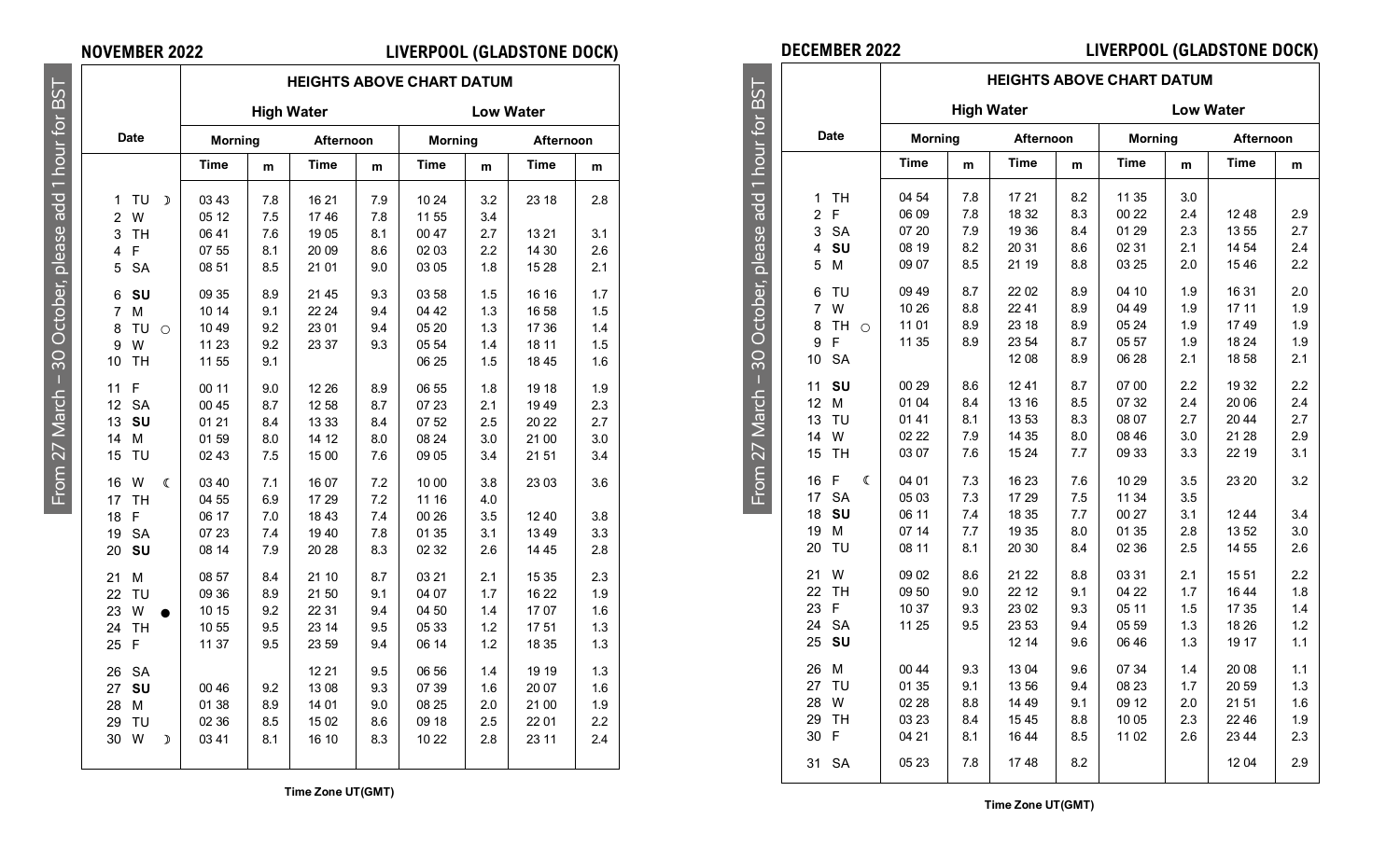## NOVEMBER 2022 — LIVERPOOL (GLADSTONE DOCK)

From 27 March – 30 October, please add 1 hour for BST

HEIGHTS ABOVE CHART DATUM

| Date | | High Water | | | | Low Water | | | |
|---|---|---|---|---|---|---|---|---|---|
| | | Morning | | Afternoon | | Morning | | Afternoon | |
| | | Time | m | Time | m | Time | m | Time | m |
| 1 | TU ☽ | 03 43 | 7.8 | 16 21 | 7.9 | 10 24 | 3.2 | 23 18 | 2.8 |
| 2 | W | 05 12 | 7.5 | 17 46 | 7.8 | 11 55 | 3.4 | | |
| 3 | TH | 06 41 | 7.6 | 19 05 | 8.1 | 00 47 | 2.7 | 13 21 | 3.1 |
| 4 | F | 07 55 | 8.1 | 20 09 | 8.6 | 02 03 | 2.2 | 14 30 | 2.6 |
| 5 | SA | 08 51 | 8.5 | 21 01 | 9.0 | 03 05 | 1.8 | 15 28 | 2.1 |
| 6 | **SU** | 09 35 | 8.9 | 21 45 | 9.3 | 03 58 | 1.5 | 16 16 | 1.7 |
| 7 | M | 10 14 | 9.1 | 22 24 | 9.4 | 04 42 | 1.3 | 16 58 | 1.5 |
| 8 | TU ○ | 10 49 | 9.2 | 23 01 | 9.4 | 05 20 | 1.3 | 17 36 | 1.4 |
| 9 | W | 11 23 | 9.2 | 23 37 | 9.3 | 05 54 | 1.4 | 18 11 | 1.5 |
| 10 | TH | 11 55 | 9.1 | | | 06 25 | 1.5 | 18 45 | 1.6 |
| 11 | F | 00 11 | 9.0 | 12 26 | 8.9 | 06 55 | 1.8 | 19 18 | 1.9 |
| 12 | SA | 00 45 | 8.7 | 12 58 | 8.7 | 07 23 | 2.1 | 19 49 | 2.3 |
| 13 | **SU** | 01 21 | 8.4 | 13 33 | 8.4 | 07 52 | 2.5 | 20 22 | 2.7 |
| 14 | M | 01 59 | 8.0 | 14 12 | 8.0 | 08 24 | 3.0 | 21 00 | 3.0 |
| 15 | TU | 02 43 | 7.5 | 15 00 | 7.6 | 09 05 | 3.4 | 21 51 | 3.4 |
| 16 | W ☾ | 03 40 | 7.1 | 16 07 | 7.2 | 10 00 | 3.8 | 23 03 | 3.6 |
| 17 | TH | 04 55 | 6.9 | 17 29 | 7.2 | 11 16 | 4.0 | | |
| 18 | F | 06 17 | 7.0 | 18 43 | 7.4 | 00 26 | 3.5 | 12 40 | 3.8 |
| 19 | SA | 07 23 | 7.4 | 19 40 | 7.8 | 01 35 | 3.1 | 13 49 | 3.3 |
| 20 | **SU** | 08 14 | 7.9 | 20 28 | 8.3 | 02 32 | 2.6 | 14 45 | 2.8 |
| 21 | M | 08 57 | 8.4 | 21 10 | 8.7 | 03 21 | 2.1 | 15 35 | 2.3 |
| 22 | TU | 09 36 | 8.9 | 21 50 | 9.1 | 04 07 | 1.7 | 16 22 | 1.9 |
| 23 | W ● | 10 15 | 9.2 | 22 31 | 9.4 | 04 50 | 1.4 | 17 07 | 1.6 |
| 24 | TH | 10 55 | 9.5 | 23 14 | 9.5 | 05 33 | 1.2 | 17 51 | 1.3 |
| 25 | F | 11 37 | 9.5 | 23 59 | 9.4 | 06 14 | 1.2 | 18 35 | 1.3 |
| 26 | SA | | | 12 21 | 9.5 | 06 56 | 1.4 | 19 19 | 1.3 |
| 27 | **SU** | 00 46 | 9.2 | 13 08 | 9.3 | 07 39 | 1.6 | 20 07 | 1.6 |
| 28 | M | 01 38 | 8.9 | 14 01 | 9.0 | 08 25 | 2.0 | 21 00 | 1.9 |
| 29 | TU | 02 36 | 8.5 | 15 02 | 8.6 | 09 18 | 2.5 | 22 01 | 2.2 |
| 30 | W ☽ | 03 41 | 8.1 | 16 10 | 8.3 | 10 22 | 2.8 | 23 11 | 2.4 |

Time Zone UT(GMT)

## DECEMBER 2022 — LIVERPOOL (GLADSTONE DOCK)

From 27 March – 30 October, please add 1 hour for BST

HEIGHTS ABOVE CHART DATUM

| Date | | High Water | | | | Low Water | | | |
|---|---|---|---|---|---|---|---|---|---|
| | | Morning | | Afternoon | | Morning | | Afternoon | |
| | | Time | m | Time | m | Time | m | Time | m |
| 1 | TH | 04 54 | 7.8 | 17 21 | 8.2 | 11 35 | 3.0 | | |
| 2 | F | 06 09 | 7.8 | 18 32 | 8.3 | 00 22 | 2.4 | 12 48 | 2.9 |
| 3 | SA | 07 20 | 7.9 | 19 36 | 8.4 | 01 29 | 2.3 | 13 55 | 2.7 |
| 4 | **SU** | 08 19 | 8.2 | 20 31 | 8.6 | 02 31 | 2.1 | 14 54 | 2.4 |
| 5 | M | 09 07 | 8.5 | 21 19 | 8.8 | 03 25 | 2.0 | 15 46 | 2.2 |
| 6 | TU | 09 49 | 8.7 | 22 02 | 8.9 | 04 10 | 1.9 | 16 31 | 2.0 |
| 7 | W | 10 26 | 8.8 | 22 41 | 8.9 | 04 49 | 1.9 | 17 11 | 1.9 |
| 8 | TH ○ | 11 01 | 8.9 | 23 18 | 8.9 | 05 24 | 1.9 | 17 49 | 1.9 |
| 9 | F | 11 35 | 8.9 | 23 54 | 8.7 | 05 57 | 1.9 | 18 24 | 1.9 |
| 10 | SA | | | 12 08 | 8.9 | 06 28 | 2.1 | 18 58 | 2.1 |
| 11 | **SU** | 00 29 | 8.6 | 12 41 | 8.7 | 07 00 | 2.2 | 19 32 | 2.2 |
| 12 | M | 01 04 | 8.4 | 13 16 | 8.5 | 07 32 | 2.4 | 20 06 | 2.4 |
| 13 | TU | 01 41 | 8.1 | 13 53 | 8.3 | 08 07 | 2.7 | 20 44 | 2.7 |
| 14 | W | 02 22 | 7.9 | 14 35 | 8.0 | 08 46 | 3.0 | 21 28 | 2.9 |
| 15 | TH | 03 07 | 7.6 | 15 24 | 7.7 | 09 33 | 3.3 | 22 19 | 3.1 |
| 16 | F ☾ | 04 01 | 7.3 | 16 23 | 7.6 | 10 29 | 3.5 | 23 20 | 3.2 |
| 17 | SA | 05 03 | 7.3 | 17 29 | 7.5 | 11 34 | 3.5 | | |
| 18 | **SU** | 06 11 | 7.4 | 18 35 | 7.7 | 00 27 | 3.1 | 12 44 | 3.4 |
| 19 | M | 07 14 | 7.7 | 19 35 | 8.0 | 01 35 | 2.8 | 13 52 | 3.0 |
| 20 | TU | 08 11 | 8.1 | 20 30 | 8.4 | 02 36 | 2.5 | 14 55 | 2.6 |
| 21 | W | 09 02 | 8.6 | 21 22 | 8.8 | 03 31 | 2.1 | 15 51 | 2.2 |
| 22 | TH | 09 50 | 9.0 | 22 12 | 9.1 | 04 22 | 1.7 | 16 44 | 1.8 |
| 23 | F | 10 37 | 9.3 | 23 02 | 9.3 | 05 11 | 1.5 | 17 35 | 1.4 |
| 24 | SA | 11 25 | 9.5 | 23 53 | 9.4 | 05 59 | 1.3 | 18 26 | 1.2 |
| 25 | **SU** | | | 12 14 | 9.6 | 06 46 | 1.3 | 19 17 | 1.1 |
| 26 | M | 00 44 | 9.3 | 13 04 | 9.6 | 07 34 | 1.4 | 20 08 | 1.1 |
| 27 | TU | 01 35 | 9.1 | 13 56 | 9.4 | 08 23 | 1.7 | 20 59 | 1.3 |
| 28 | W | 02 28 | 8.8 | 14 49 | 9.1 | 09 12 | 2.0 | 21 51 | 1.6 |
| 29 | TH | 03 23 | 8.4 | 15 45 | 8.8 | 10 05 | 2.3 | 22 46 | 1.9 |
| 30 | F | 04 21 | 8.1 | 16 44 | 8.5 | 11 02 | 2.6 | 23 44 | 2.3 |
| 31 | SA | 05 23 | 7.8 | 17 48 | 8.2 | | | 12 04 | 2.9 |

Time Zone UT(GMT)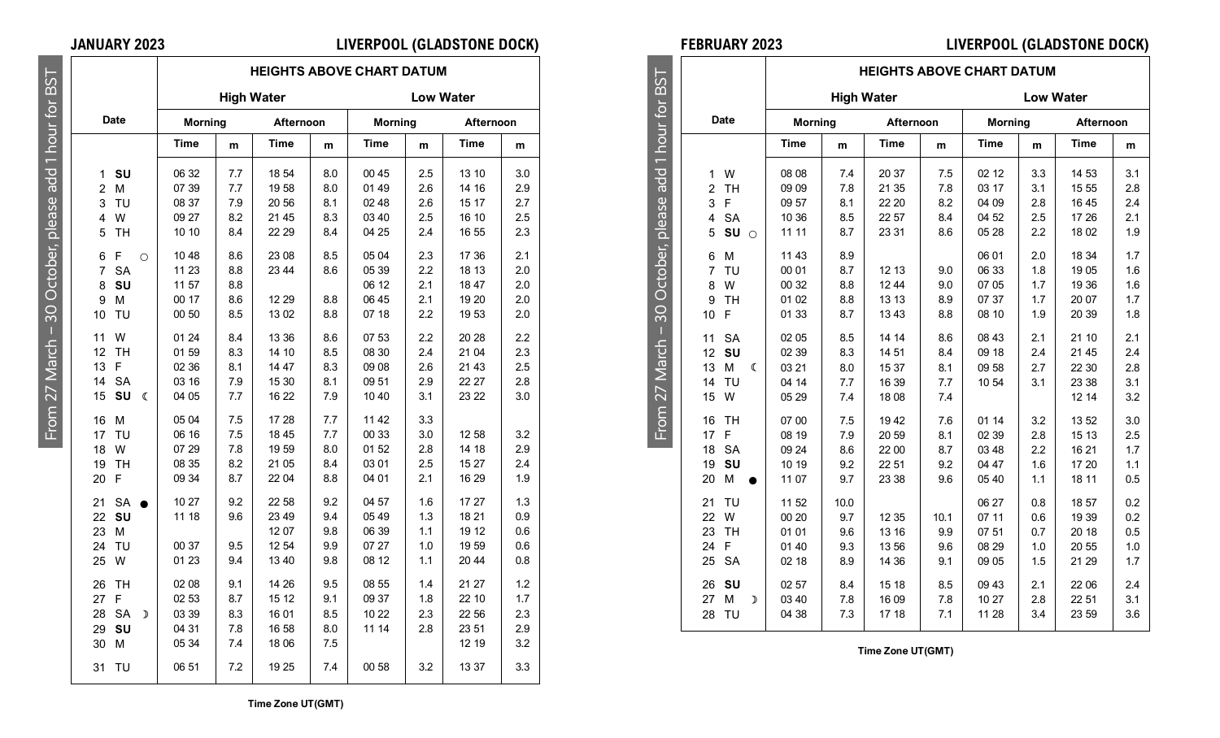## JANUARY 2023 — LIVERPOOL (GLADSTONE DOCK)

From 27 March – 30 October, please add 1 hour for BST

| Date | | HEIGHTS ABOVE CHART DATUM | | | | | | | |
|---|---|---|---|---|---|---|---|---|---|
| | | High Water | | | | Low Water | | | |
| | | Morning | | Afternoon | | Morning | | Afternoon | |
| | | Time | m | Time | m | Time | m | Time | m |
| 1 | **SU** | 06 32 | 7.7 | 18 54 | 8.0 | 00 45 | 2.5 | 13 10 | 3.0 |
| 2 | M | 07 39 | 7.7 | 19 58 | 8.0 | 01 49 | 2.6 | 14 16 | 2.9 |
| 3 | TU | 08 37 | 7.9 | 20 56 | 8.1 | 02 48 | 2.6 | 15 17 | 2.7 |
| 4 | W | 09 27 | 8.2 | 21 45 | 8.3 | 03 40 | 2.5 | 16 10 | 2.5 |
| 5 | TH | 10 10 | 8.4 | 22 29 | 8.4 | 04 25 | 2.4 | 16 55 | 2.3 |
| 6 | F ○ | 10 48 | 8.6 | 23 08 | 8.5 | 05 04 | 2.3 | 17 36 | 2.1 |
| 7 | SA | 11 23 | 8.8 | 23 44 | 8.6 | 05 39 | 2.2 | 18 13 | 2.0 |
| 8 | **SU** | 11 57 | 8.8 | | | 06 12 | 2.1 | 18 47 | 2.0 |
| 9 | M | 00 17 | 8.6 | 12 29 | 8.8 | 06 45 | 2.1 | 19 20 | 2.0 |
| 10 | TU | 00 50 | 8.5 | 13 02 | 8.8 | 07 18 | 2.2 | 19 53 | 2.0 |
| 11 | W | 01 24 | 8.4 | 13 36 | 8.6 | 07 53 | 2.2 | 20 28 | 2.2 |
| 12 | TH | 01 59 | 8.3 | 14 10 | 8.5 | 08 30 | 2.4 | 21 04 | 2.3 |
| 13 | F | 02 36 | 8.1 | 14 47 | 8.3 | 09 08 | 2.6 | 21 43 | 2.5 |
| 14 | SA | 03 16 | 7.9 | 15 30 | 8.1 | 09 51 | 2.9 | 22 27 | 2.8 |
| 15 | **SU** ☾ | 04 05 | 7.7 | 16 22 | 7.9 | 10 40 | 3.1 | 23 22 | 3.0 |
| 16 | M | 05 04 | 7.5 | 17 28 | 7.7 | 11 42 | 3.3 | | |
| 17 | TU | 06 16 | 7.5 | 18 45 | 7.7 | 00 33 | 3.0 | 12 58 | 3.2 |
| 18 | W | 07 29 | 7.8 | 19 59 | 8.0 | 01 52 | 2.8 | 14 18 | 2.9 |
| 19 | TH | 08 35 | 8.2 | 21 05 | 8.4 | 03 01 | 2.5 | 15 27 | 2.4 |
| 20 | F | 09 34 | 8.7 | 22 04 | 8.8 | 04 01 | 2.1 | 16 29 | 1.9 |
| 21 | SA ● | 10 27 | 9.2 | 22 58 | 9.2 | 04 57 | 1.6 | 17 27 | 1.3 |
| 22 | **SU** | 11 18 | 9.6 | 23 49 | 9.4 | 05 49 | 1.3 | 18 21 | 0.9 |
| 23 | M | | | 12 07 | 9.8 | 06 39 | 1.1 | 19 12 | 0.6 |
| 24 | TU | 00 37 | 9.5 | 12 54 | 9.9 | 07 27 | 1.0 | 19 59 | 0.6 |
| 25 | W | 01 23 | 9.4 | 13 40 | 9.8 | 08 12 | 1.1 | 20 44 | 0.8 |
| 26 | TH | 02 08 | 9.1 | 14 26 | 9.5 | 08 55 | 1.4 | 21 27 | 1.2 |
| 27 | F | 02 53 | 8.7 | 15 12 | 9.1 | 09 37 | 1.8 | 22 10 | 1.7 |
| 28 | SA ☽ | 03 39 | 8.3 | 16 01 | 8.5 | 10 22 | 2.3 | 22 56 | 2.3 |
| 29 | **SU** | 04 31 | 7.8 | 16 58 | 8.0 | 11 14 | 2.8 | 23 51 | 2.9 |
| 30 | M | 05 34 | 7.4 | 18 06 | 7.5 | | | 12 19 | 3.2 |
| 31 | TU | 06 51 | 7.2 | 19 25 | 7.4 | 00 58 | 3.2 | 13 37 | 3.3 |

Time Zone UT(GMT)

## FEBRUARY 2023 — LIVERPOOL (GLADSTONE DOCK)

From 27 March – 30 October, please add 1 hour for BST

| Date | | HEIGHTS ABOVE CHART DATUM | | | | | | | |
|---|---|---|---|---|---|---|---|---|---|
| | | High Water | | | | Low Water | | | |
| | | Morning | | Afternoon | | Morning | | Afternoon | |
| | | Time | m | Time | m | Time | m | Time | m |
| 1 | W | 08 08 | 7.4 | 20 37 | 7.5 | 02 12 | 3.3 | 14 53 | 3.1 |
| 2 | TH | 09 09 | 7.8 | 21 35 | 7.8 | 03 17 | 3.1 | 15 55 | 2.8 |
| 3 | F | 09 57 | 8.1 | 22 20 | 8.2 | 04 09 | 2.8 | 16 45 | 2.4 |
| 4 | SA | 10 36 | 8.5 | 22 57 | 8.4 | 04 52 | 2.5 | 17 26 | 2.1 |
| 5 | **SU** ○ | 11 11 | 8.7 | 23 31 | 8.6 | 05 28 | 2.2 | 18 02 | 1.9 |
| 6 | M | 11 43 | 8.9 | | | 06 01 | 2.0 | 18 34 | 1.7 |
| 7 | TU | 00 01 | 8.7 | 12 13 | 9.0 | 06 33 | 1.8 | 19 05 | 1.6 |
| 8 | W | 00 32 | 8.8 | 12 44 | 9.0 | 07 05 | 1.7 | 19 36 | 1.6 |
| 9 | TH | 01 02 | 8.8 | 13 13 | 8.9 | 07 37 | 1.7 | 20 07 | 1.7 |
| 10 | F | 01 33 | 8.7 | 13 43 | 8.8 | 08 10 | 1.9 | 20 39 | 1.8 |
| 11 | SA | 02 05 | 8.5 | 14 14 | 8.6 | 08 43 | 2.1 | 21 10 | 2.1 |
| 12 | **SU** | 02 39 | 8.3 | 14 51 | 8.4 | 09 18 | 2.4 | 21 45 | 2.4 |
| 13 | M ☾ | 03 21 | 8.0 | 15 37 | 8.1 | 09 58 | 2.7 | 22 30 | 2.8 |
| 14 | TU | 04 14 | 7.7 | 16 39 | 7.7 | 10 54 | 3.1 | 23 38 | 3.1 |
| 15 | W | 05 29 | 7.4 | 18 08 | 7.4 | | | 12 14 | 3.2 |
| 16 | TH | 07 00 | 7.5 | 19 42 | 7.6 | 01 14 | 3.2 | 13 52 | 3.0 |
| 17 | F | 08 19 | 7.9 | 20 59 | 8.1 | 02 39 | 2.8 | 15 13 | 2.5 |
| 18 | SA | 09 24 | 8.6 | 22 00 | 8.7 | 03 48 | 2.2 | 16 21 | 1.7 |
| 19 | **SU** | 10 19 | 9.2 | 22 51 | 9.2 | 04 47 | 1.6 | 17 20 | 1.1 |
| 20 | M ● | 11 07 | 9.7 | 23 38 | 9.6 | 05 40 | 1.1 | 18 11 | 0.5 |
| 21 | TU | 11 52 | 10.0 | | | 06 27 | 0.8 | 18 57 | 0.2 |
| 22 | W | 00 20 | 9.7 | 12 35 | 10.1 | 07 11 | 0.6 | 19 39 | 0.2 |
| 23 | TH | 01 01 | 9.6 | 13 16 | 9.9 | 07 51 | 0.7 | 20 18 | 0.5 |
| 24 | F | 01 40 | 9.3 | 13 56 | 9.6 | 08 29 | 1.0 | 20 55 | 1.0 |
| 25 | SA | 02 18 | 8.9 | 14 36 | 9.1 | 09 05 | 1.5 | 21 29 | 1.7 |
| 26 | **SU** | 02 57 | 8.4 | 15 18 | 8.5 | 09 43 | 2.1 | 22 06 | 2.4 |
| 27 | M ☽ | 03 40 | 7.8 | 16 09 | 7.8 | 10 27 | 2.8 | 22 51 | 3.1 |
| 28 | TU | 04 38 | 7.3 | 17 18 | 7.1 | 11 28 | 3.4 | 23 59 | 3.6 |

Time Zone UT(GMT)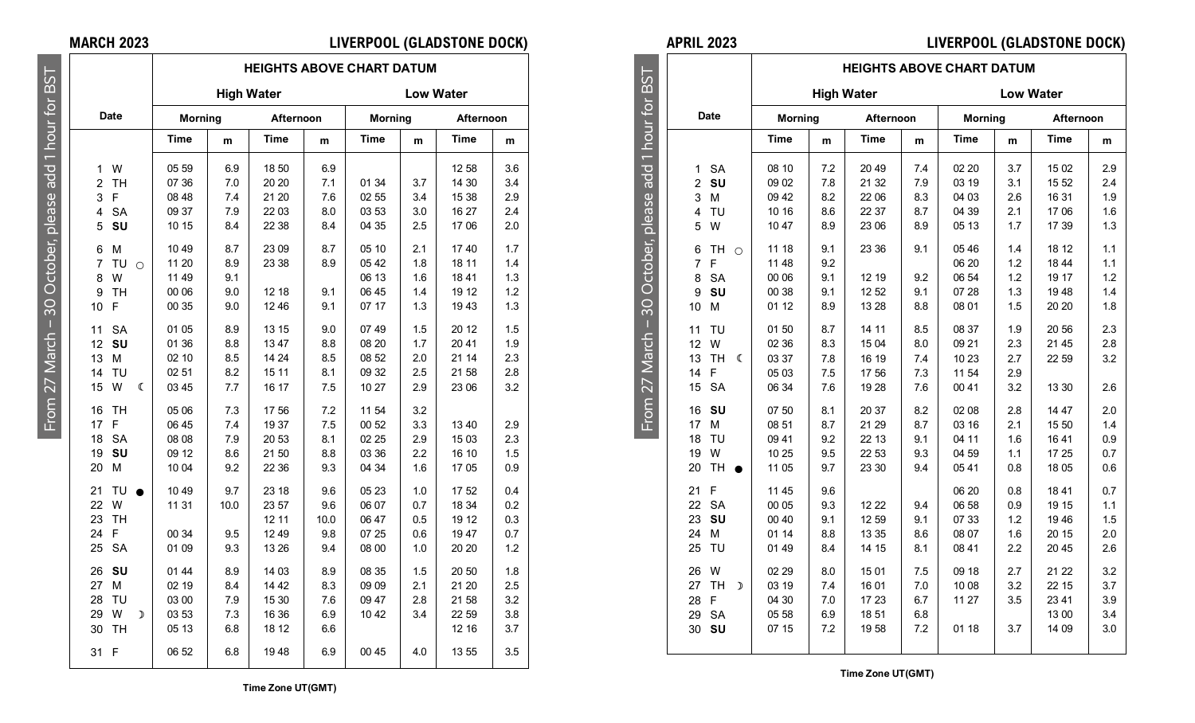## MARCH 2023 — LIVERPOOL (GLADSTONE DOCK)

From 27 March – 30 October, please add 1 hour for BST

| Date | | HEIGHTS ABOVE CHART DATUM | | | | | | | |
|---|---|---|---|---|---|---|---|---|---|
| | | High Water | | | | Low Water | | | |
| | | Morning | | Afternoon | | Morning | | Afternoon | |
| | | Time | m | Time | m | Time | m | Time | m |
| 1 | W | 05 59 | 6.9 | 18 50 | 6.9 | | | 12 58 | 3.6 |
| 2 | TH | 07 36 | 7.0 | 20 20 | 7.1 | 01 34 | 3.7 | 14 30 | 3.4 |
| 3 | F | 08 48 | 7.4 | 21 20 | 7.6 | 02 55 | 3.4 | 15 38 | 2.9 |
| 4 | SA | 09 37 | 7.9 | 22 03 | 8.0 | 03 53 | 3.0 | 16 27 | 2.4 |
| 5 | **SU** | 10 15 | 8.4 | 22 38 | 8.4 | 04 35 | 2.5 | 17 06 | 2.0 |
| 6 | M | 10 49 | 8.7 | 23 09 | 8.7 | 05 10 | 2.1 | 17 40 | 1.7 |
| 7 | TU ○ | 11 20 | 8.9 | 23 38 | 8.9 | 05 42 | 1.8 | 18 11 | 1.4 |
| 8 | W | 11 49 | 9.1 | | | 06 13 | 1.6 | 18 41 | 1.3 |
| 9 | TH | 00 06 | 9.0 | 12 18 | 9.1 | 06 45 | 1.4 | 19 12 | 1.2 |
| 10 | F | 00 35 | 9.0 | 12 46 | 9.1 | 07 17 | 1.3 | 19 43 | 1.3 |
| 11 | SA | 01 05 | 8.9 | 13 15 | 9.0 | 07 49 | 1.5 | 20 12 | 1.5 |
| 12 | **SU** | 01 36 | 8.8 | 13 47 | 8.8 | 08 20 | 1.7 | 20 41 | 1.9 |
| 13 | M | 02 10 | 8.5 | 14 24 | 8.5 | 08 52 | 2.0 | 21 14 | 2.3 |
| 14 | TU | 02 51 | 8.2 | 15 11 | 8.1 | 09 32 | 2.5 | 21 58 | 2.8 |
| 15 | W ☾ | 03 45 | 7.7 | 16 17 | 7.5 | 10 27 | 2.9 | 23 06 | 3.2 |
| 16 | TH | 05 06 | 7.3 | 17 56 | 7.2 | 11 54 | 3.2 | | |
| 17 | F | 06 45 | 7.4 | 19 37 | 7.5 | 00 52 | 3.3 | 13 40 | 2.9 |
| 18 | SA | 08 08 | 7.9 | 20 53 | 8.1 | 02 25 | 2.9 | 15 03 | 2.3 |
| 19 | **SU** | 09 12 | 8.6 | 21 50 | 8.8 | 03 36 | 2.2 | 16 10 | 1.5 |
| 20 | M | 10 04 | 9.2 | 22 36 | 9.3 | 04 34 | 1.6 | 17 05 | 0.9 |
| 21 | TU ● | 10 49 | 9.7 | 23 18 | 9.6 | 05 23 | 1.0 | 17 52 | 0.4 |
| 22 | W | 11 31 | 10.0 | 23 57 | 9.6 | 06 07 | 0.7 | 18 34 | 0.2 |
| 23 | TH | | | 12 11 | 10.0 | 06 47 | 0.5 | 19 12 | 0.3 |
| 24 | F | 00 34 | 9.5 | 12 49 | 9.8 | 07 25 | 0.6 | 19 47 | 0.7 |
| 25 | SA | 01 09 | 9.3 | 13 26 | 9.4 | 08 00 | 1.0 | 20 20 | 1.2 |
| 26 | **SU** | 01 44 | 8.9 | 14 03 | 8.9 | 08 35 | 1.5 | 20 50 | 1.8 |
| 27 | M | 02 19 | 8.4 | 14 42 | 8.3 | 09 09 | 2.1 | 21 20 | 2.5 |
| 28 | TU | 03 00 | 7.9 | 15 30 | 7.6 | 09 47 | 2.8 | 21 58 | 3.2 |
| 29 | W ☽ | 03 53 | 7.3 | 16 36 | 6.9 | 10 42 | 3.4 | 22 59 | 3.8 |
| 30 | TH | 05 13 | 6.8 | 18 12 | 6.6 | | | 12 16 | 3.7 |
| 31 | F | 06 52 | 6.8 | 19 48 | 6.9 | 00 45 | 4.0 | 13 55 | 3.5 |

Time Zone UT(GMT)

## APRIL 2023 — LIVERPOOL (GLADSTONE DOCK)

From 27 March – 30 October, please add 1 hour for BST

| Date | | HEIGHTS ABOVE CHART DATUM | | | | | | | |
|---|---|---|---|---|---|---|---|---|---|
| | | High Water | | | | Low Water | | | |
| | | Morning | | Afternoon | | Morning | | Afternoon | |
| | | Time | m | Time | m | Time | m | Time | m |
| 1 | SA | 08 10 | 7.2 | 20 49 | 7.4 | 02 20 | 3.7 | 15 02 | 2.9 |
| 2 | **SU** | 09 02 | 7.8 | 21 32 | 7.9 | 03 19 | 3.1 | 15 52 | 2.4 |
| 3 | M | 09 42 | 8.2 | 22 06 | 8.3 | 04 03 | 2.6 | 16 31 | 1.9 |
| 4 | TU | 10 16 | 8.6 | 22 37 | 8.7 | 04 39 | 2.1 | 17 06 | 1.6 |
| 5 | W | 10 47 | 8.9 | 23 06 | 8.9 | 05 13 | 1.7 | 17 39 | 1.3 |
| 6 | TH ○ | 11 18 | 9.1 | 23 36 | 9.1 | 05 46 | 1.4 | 18 12 | 1.1 |
| 7 | F | 11 48 | 9.2 | | | 06 20 | 1.2 | 18 44 | 1.1 |
| 8 | SA | 00 06 | 9.1 | 12 19 | 9.2 | 06 54 | 1.2 | 19 17 | 1.2 |
| 9 | **SU** | 00 38 | 9.1 | 12 52 | 9.1 | 07 28 | 1.3 | 19 48 | 1.4 |
| 10 | M | 01 12 | 8.9 | 13 28 | 8.8 | 08 01 | 1.5 | 20 20 | 1.8 |
| 11 | TU | 01 50 | 8.7 | 14 11 | 8.5 | 08 37 | 1.9 | 20 56 | 2.3 |
| 12 | W | 02 36 | 8.3 | 15 04 | 8.0 | 09 21 | 2.3 | 21 45 | 2.8 |
| 13 | TH ☾ | 03 37 | 7.8 | 16 19 | 7.4 | 10 23 | 2.7 | 22 59 | 3.2 |
| 14 | F | 05 03 | 7.5 | 17 56 | 7.3 | 11 54 | 2.9 | | |
| 15 | SA | 06 34 | 7.6 | 19 28 | 7.6 | 00 41 | 3.2 | 13 30 | 2.6 |
| 16 | **SU** | 07 50 | 8.1 | 20 37 | 8.2 | 02 08 | 2.8 | 14 47 | 2.0 |
| 17 | M | 08 51 | 8.7 | 21 29 | 8.7 | 03 16 | 2.1 | 15 50 | 1.4 |
| 18 | TU | 09 41 | 9.2 | 22 13 | 9.1 | 04 11 | 1.6 | 16 41 | 0.9 |
| 19 | W | 10 25 | 9.5 | 22 53 | 9.3 | 04 59 | 1.1 | 17 25 | 0.7 |
| 20 | TH ● | 11 05 | 9.7 | 23 30 | 9.4 | 05 41 | 0.8 | 18 05 | 0.6 |
| 21 | F | 11 45 | 9.6 | | | 06 20 | 0.8 | 18 41 | 0.7 |
| 22 | SA | 00 05 | 9.3 | 12 22 | 9.4 | 06 58 | 0.9 | 19 15 | 1.1 |
| 23 | **SU** | 00 40 | 9.1 | 12 59 | 9.1 | 07 33 | 1.2 | 19 46 | 1.5 |
| 24 | M | 01 14 | 8.8 | 13 35 | 8.6 | 08 07 | 1.6 | 20 15 | 2.0 |
| 25 | TU | 01 49 | 8.4 | 14 15 | 8.1 | 08 41 | 2.2 | 20 45 | 2.6 |
| 26 | W | 02 29 | 8.0 | 15 01 | 7.5 | 09 18 | 2.7 | 21 22 | 3.2 |
| 27 | TH ☽ | 03 19 | 7.4 | 16 01 | 7.0 | 10 08 | 3.2 | 22 15 | 3.7 |
| 28 | F | 04 30 | 7.0 | 17 23 | 6.7 | 11 27 | 3.5 | 23 41 | 3.9 |
| 29 | SA | 05 58 | 6.9 | 18 51 | 6.8 | | | 13 00 | 3.4 |
| 30 | **SU** | 07 15 | 7.2 | 19 58 | 7.2 | 01 18 | 3.7 | 14 09 | 3.0 |

Time Zone UT(GMT)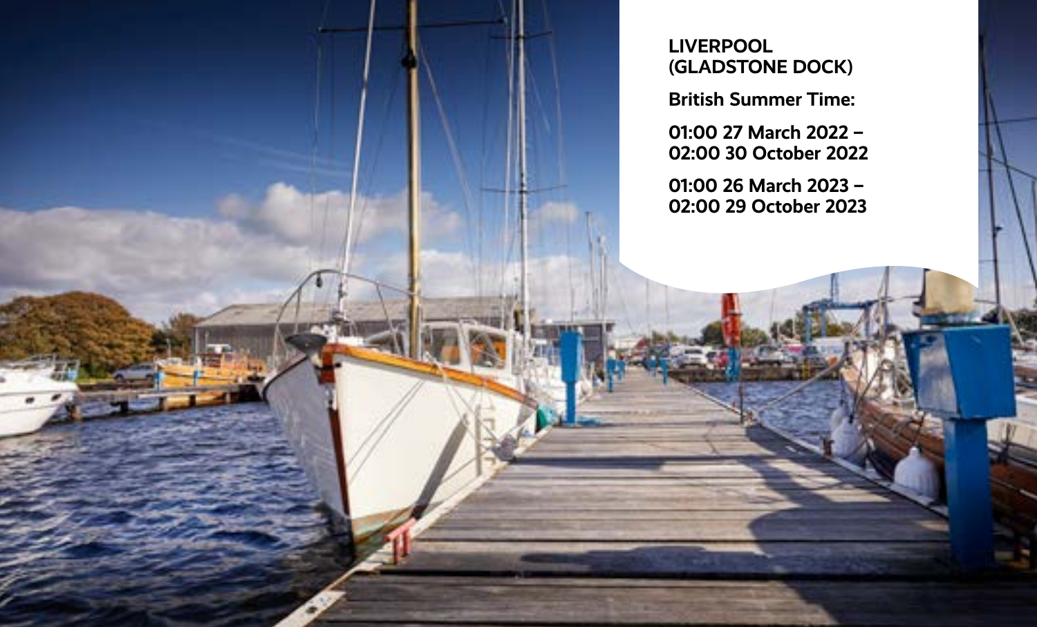## LIVERPOOL (GLADSTONE DOCK)

**British Summer Time:**

**01:00 27 March 2022 – 02:00 30 October 2022**

**01:00 26 March 2023 – 02:00 29 October 2023**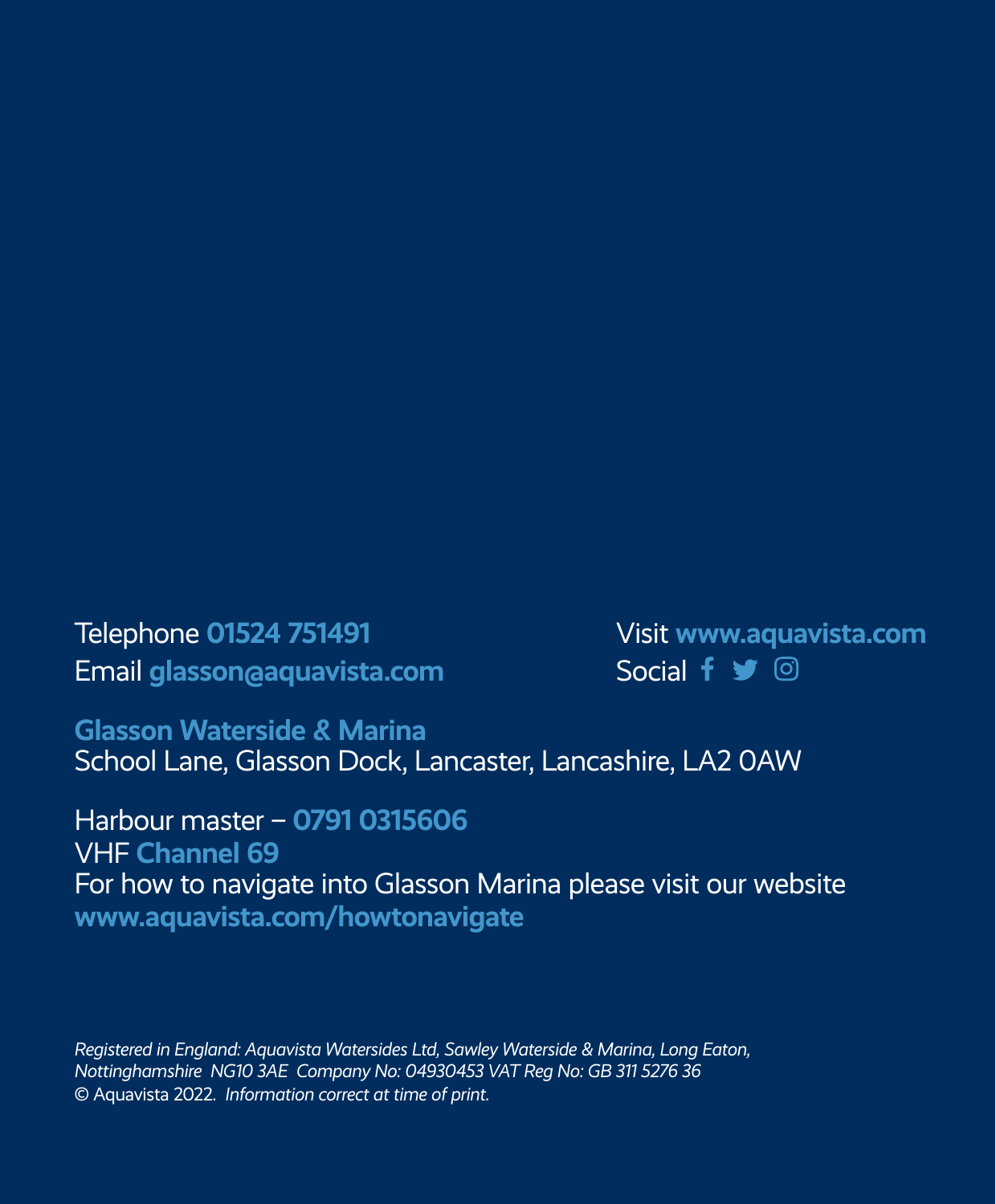Telephone **01524 751491**
Email **glasson@aquavista.com**

Visit **www.aquavista.com**
Social

**Glasson Waterside & Marina**
School Lane, Glasson Dock, Lancaster, Lancashire, LA2 0AW

Harbour master – **0791 0315606**
VHF **Channel 69**
For how to navigate into Glasson Marina please visit our website
**www.aquavista.com/howtonavigate**

*Registered in England: Aquavista Watersides Ltd, Sawley Waterside & Marina, Long Eaton, Nottinghamshire NG10 3AE Company No: 04930453 VAT Reg No: GB 311 5276 36*
© Aquavista 2022. *Information correct at time of print.*